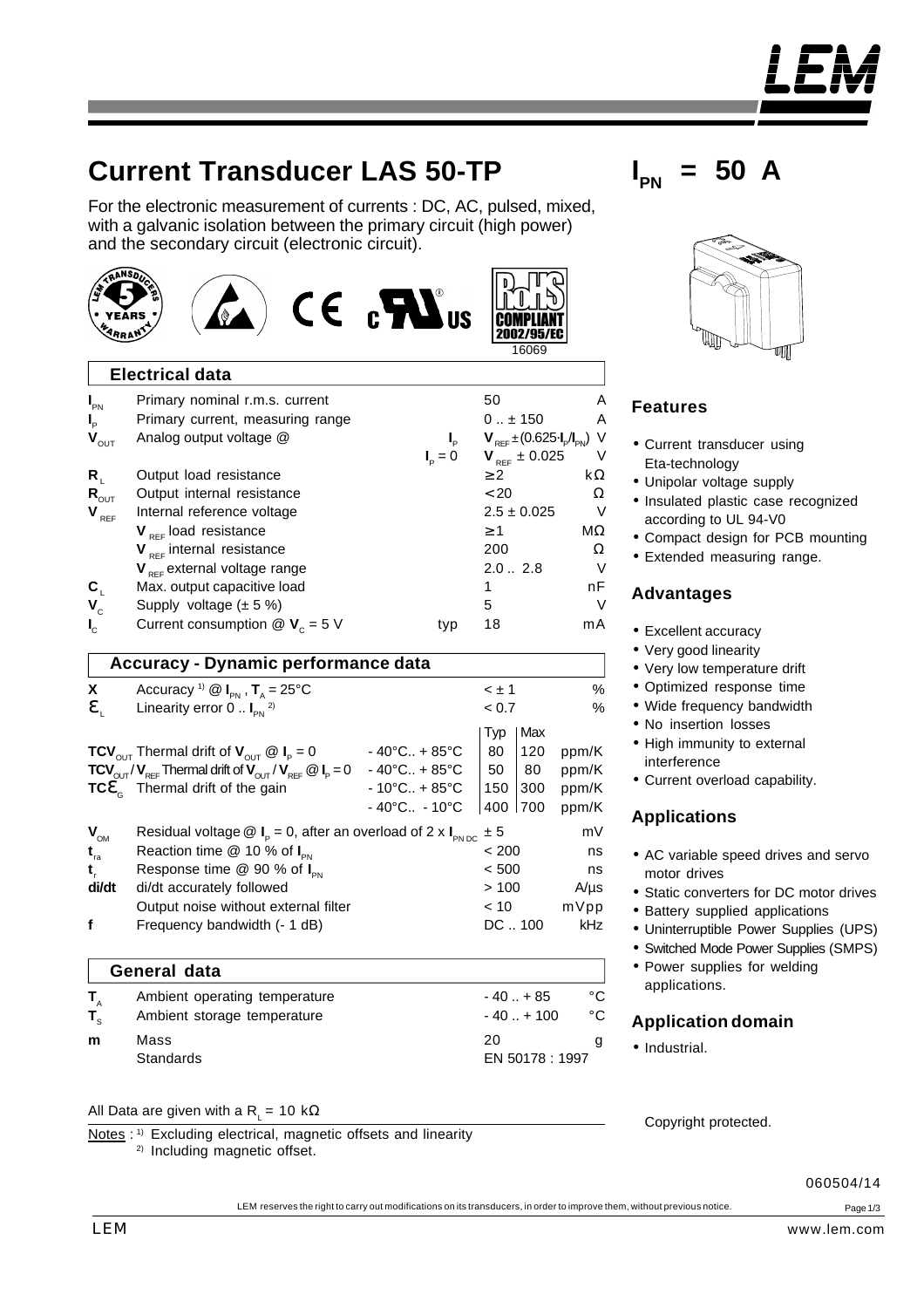# Current Transducer LAS 50-TP

$I_{PN}$ = 50 A

For the electronic measurement of currents : DC, AC, pulsed, mixed, with a galvanic isolation between the primary circuit (high power) and the secondary circuit (electronic circuit).

16069

## Electrical data

| Symbol | Parameter | Condition | Value | Unit |
|---|---|---|---|---|
| $I_{PN}$ | Primary nominal r.m.s. current | | 50 | A |
| $I_P$ | Primary current, measuring range | | 0 .. ± 150 | A |
| $V_{OUT}$ | Analog output voltage @ | $I_P$ | $V_{REF} \pm (0.625 \cdot I_P/I_{PN})$ | V |
| | | $I_P = 0$ | $V_{REF} \pm 0.025$ | V |
| $R_L$ | Output load resistance | | ≥ 2 | kΩ |
| $R_{OUT}$ | Output internal resistance | | < 20 | Ω |
| $V_{REF}$ | Internal reference voltage | | 2.5 ± 0.025 | V |
| | $V_{REF}$ load resistance | | ≥ 1 | MΩ |
| | $V_{REF}$ internal resistance | | 200 | Ω |
| | $V_{REF}$ external voltage range | | 2.0 .. 2.8 | V |
| $C_L$ | Max. output capacitive load | | 1 | nF |
| $V_C$ | Supply voltage (± 5 %) | | 5 | V |
| $I_C$ | Current consumption @ $V_C$ = 5 V | typ | 18 | mA |

## Accuracy - Dynamic performance data

| Symbol | Parameter | Condition | Typ | Max | Unit |
|---|---|---|---|---|---|
| X | Accuracy [1] @ $I_{PN}$, $T_A$ = 25°C | | < ± 1 | | % |
| $\varepsilon_L$ | Linearity error 0 .. $I_{PN}$ [2] | | < 0.7 | | % |
| $TCV_{OUT}$ | Thermal drift of $V_{OUT}$ @ $I_P$ = 0 | - 40°C.. + 85°C | 80 | 120 | ppm/K |
| $TCV_{OUT}/V_{REF}$ | Thermal drift of $V_{OUT}$ / $V_{REF}$ @ $I_P$ = 0 | - 40°C.. + 85°C | 50 | 80 | ppm/K |
| $TC\varepsilon_G$ | Thermal drift of the gain | - 10°C.. + 85°C | 150 | 300 | ppm/K |
| | | - 40°C.. - 10°C | 400 | 700 | ppm/K |
| $V_{OM}$ | Residual voltage @ $I_P$ = 0, after an overload of 2 x $I_{PN\,DC}$ | | ± 5 | | mV |
| $t_{ra}$ | Reaction time @ 10 % of $I_{PN}$ | | < 200 | | ns |
| $t_r$ | Response time @ 90 % of $I_{PN}$ | | < 500 | | ns |
| di/dt | di/dt accurately followed | | > 100 | | A/µs |
| | Output noise without external filter | | < 10 | | mVpp |
| f | Frequency bandwidth (- 1 dB) | | DC .. 100 | | kHz |

## General data

| Symbol | Parameter | Value | Unit |
|---|---|---|---|
| $T_A$ | Ambient operating temperature | - 40 .. + 85 | °C |
| $T_S$ | Ambient storage temperature | - 40 .. + 100 | °C |
| m | Mass | 20 | g |
| | Standards | EN 50178 : 1997 | |

All Data are given with a $R_L$ = 10 kΩ

Notes : [1] Excluding electrical, magnetic offsets and linearity
[2] Including magnetic offset.

### Features

- Current transducer using Eta-technology
- Unipolar voltage supply
- Insulated plastic case recognized according to UL 94-V0
- Compact design for PCB mounting
- Extended measuring range.

### Advantages

- Excellent accuracy
- Very good linearity
- Very low temperature drift
- Optimized response time
- Wide frequency bandwidth
- No insertion losses
- High immunity to external interference
- Current overload capability.

### Applications

- AC variable speed drives and servo motor drives
- Static converters for DC motor drives
- Battery supplied applications
- Uninterruptible Power Supplies (UPS)
- Switched Mode Power Supplies (SMPS)
- Power supplies for welding applications.

### Application domain

- Industrial.

Copyright protected.

060504/14

LEM reserves the right to carry out modifications on its transducers, in order to improve them, without previous notice.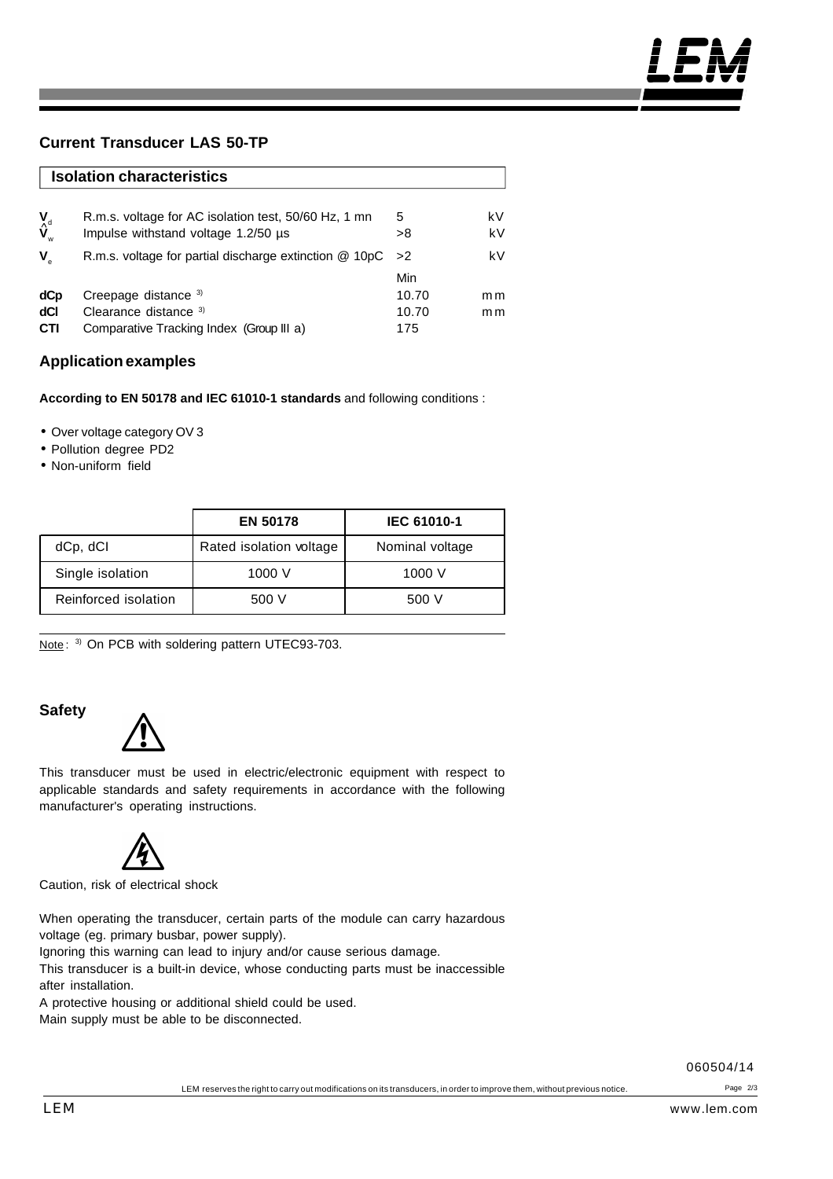## Current Transducer LAS 50-TP

### Isolation characteristics

| | | | |
|---|---|---|---|
| $V_d$ | R.m.s. voltage for AC isolation test, 50/60 Hz, 1 mn | 5 | kV |
| $\hat{V}_w$ | Impulse withstand voltage 1.2/50 µs | >8 | kV |
| $V_e$ | R.m.s. voltage for partial discharge extinction @ 10pC | >2 | kV |
| | | Min | |
| **dCp** | Creepage distance [3] | 10.70 | mm |
| **dCl** | Clearance distance [3] | 10.70 | mm |
| **CTI** | Comparative Tracking Index (Group III a) | 175 | |

### Application examples

**According to EN 50178 and IEC 61010-1 standards** and following conditions :

- Over voltage category OV 3
- Pollution degree PD2
- Non-uniform field

| | **EN 50178** | **IEC 61010-1** |
|---|---|---|
| dCp, dCl | Rated isolation voltage | Nominal voltage |
| Single isolation | 1000 V | 1000 V |
| Reinforced isolation | 500 V | 500 V |

Note : [3] On PCB with soldering pattern UTEC93-703.

### Safety

This transducer must be used in electric/electronic equipment with respect to applicable standards and safety requirements in accordance with the following manufacturer's operating instructions.

Caution, risk of electrical shock

When operating the transducer, certain parts of the module can carry hazardous voltage (eg. primary busbar, power supply).

Ignoring this warning can lead to injury and/or cause serious damage.

This transducer is a built-in device, whose conducting parts must be inaccessible after installation.

A protective housing or additional shield could be used.

Main supply must be able to be disconnected.

060504/14

LEM reserves the right to carry out modifications on its transducers, in order to improve them, without previous notice.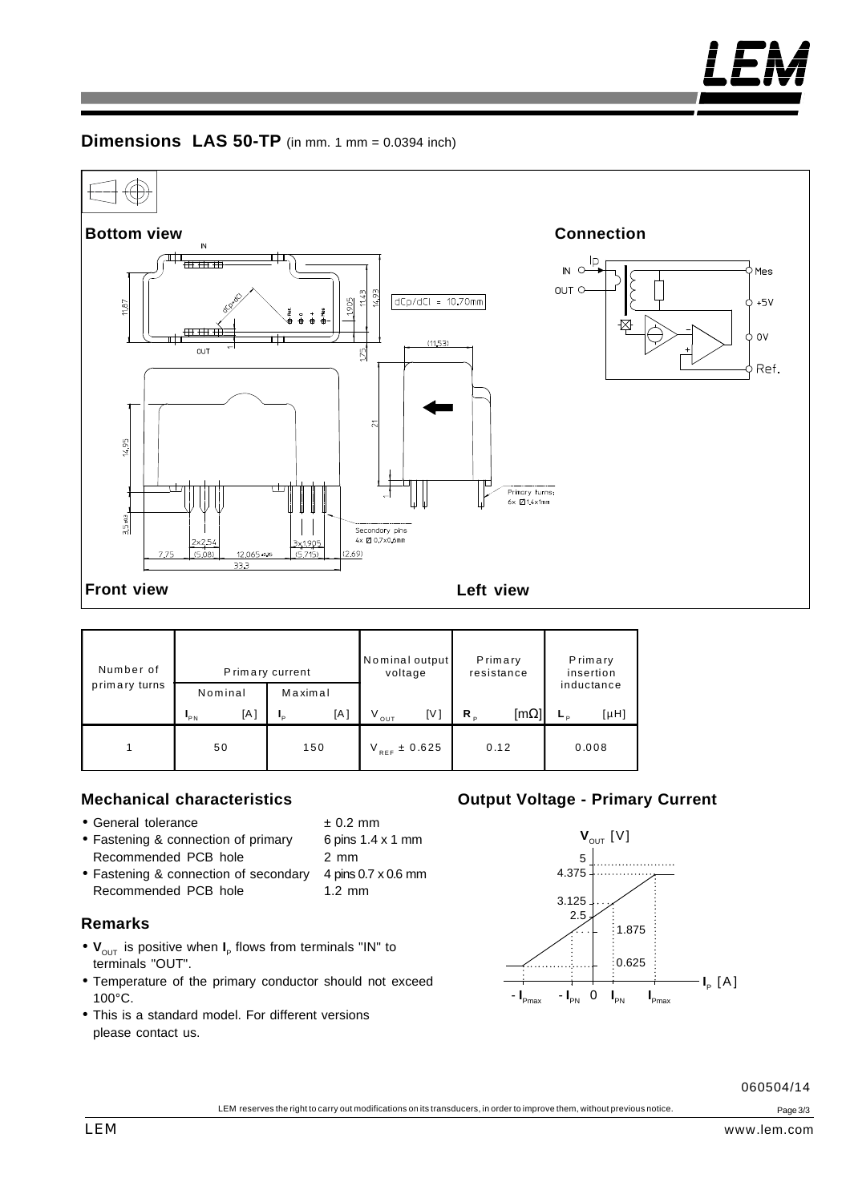## Dimensions LAS 50-TP (in mm. 1 mm = 0.0394 inch)

**Bottom view**

IN

OUT

dCp/dCl = 10.70mm

11.87

11.43

14.93

1.905

1.75

(11.53)

**Connection**

IN

OUT

Ip

Mes

+5V

0V

Ref.

14.95

21

3.5

2x2.54

(5.08)

7.75

12.065

3x1.905

(5.715)

(2.69)

33.3

Secondary pins 4x 0.7x0.6mm

Primary turns: 6x 1.4x1mm

**Front view**

**Left view**

| Number of primary turns | Primary current | | | | Nominal output voltage | | Primary resistance | | Primary insertion inductance | |
|---|---|---|---|---|---|---|---|---|---|---|
| | Nominal | | Maximal | | | | | | | |
| | $I_{PN}$ | [A] | $I_P$ | [A] | $V_{OUT}$ | [V] | $R_P$ | [mΩ] | $L_P$ | [µH] |
| 1 | 50 | | 150 | | $V_{REF} \pm 0.625$ | | 0.12 | | 0.008 | |

### Mechanical characteristics

- General tolerance ± 0.2 mm
- Fastening & connection of primary 6 pins 1.4 x 1 mm
  Recommended PCB hole 2 mm
- Fastening & connection of secondary 4 pins 0.7 x 0.6 mm
  Recommended PCB hole 1.2 mm

### Remarks

- $V_{OUT}$ is positive when $I_P$ flows from terminals "IN" to terminals "OUT".
- Temperature of the primary conductor should not exceed 100°C.
- This is a standard model. For different versions please contact us.

### Output Voltage - Primary Current

$V_{OUT}$ [V]

5

4.375

3.125

2.5

1.875

0.625

$I_P$ [A]

$-I_{Pmax}$ $-I_{PN}$ 0 $I_{PN}$ $I_{Pmax}$

060504/14

LEM reserves the right to carry out modifications on its transducers, in order to improve them, without previous notice.